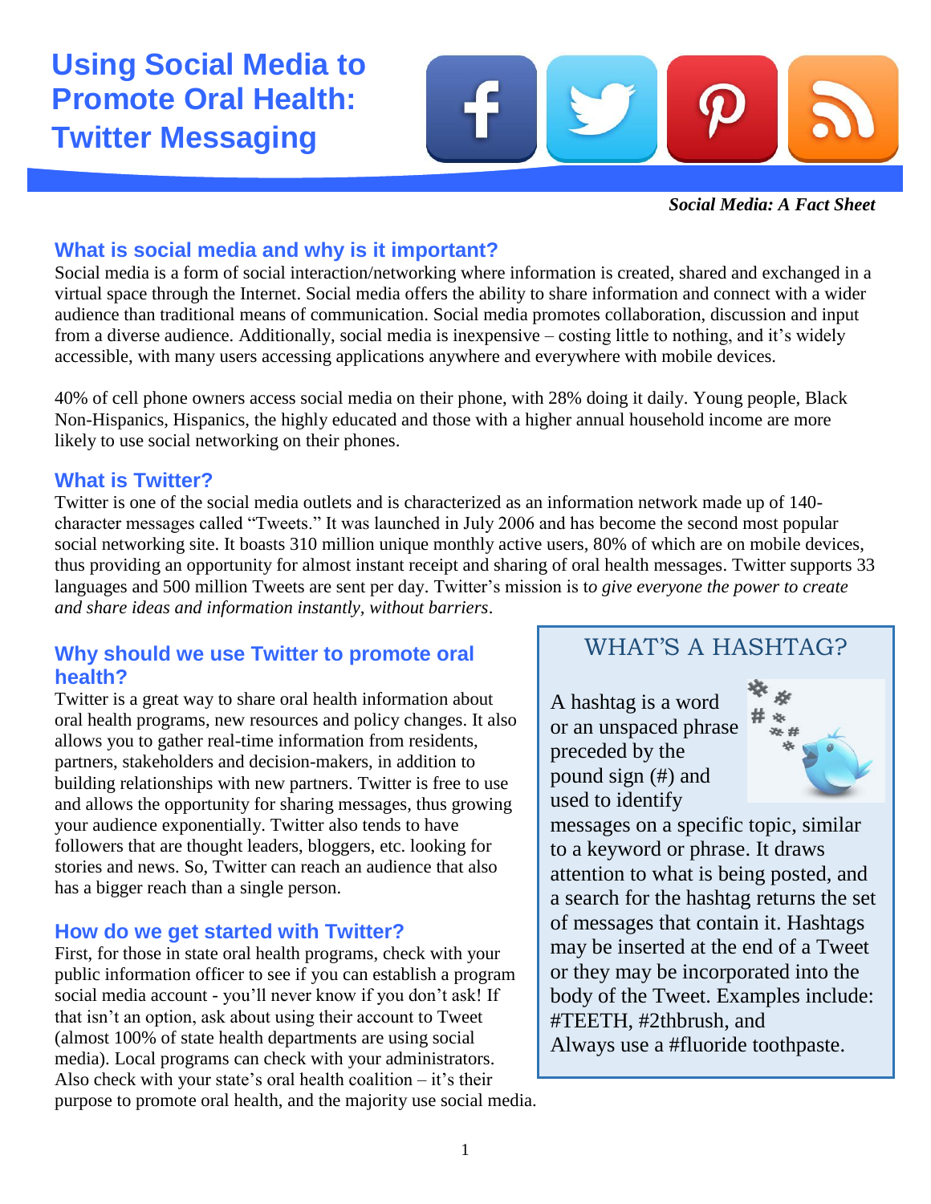# Using Social Media to Promote Oral Health: Twitter Messaging

***Social Media: A Fact Sheet***

## What is social media and why is it important?

Social media is a form of social interaction/networking where information is created, shared and exchanged in a virtual space through the Internet. Social media offers the ability to share information and connect with a wider audience than traditional means of communication. Social media promotes collaboration, discussion and input from a diverse audience. Additionally, social media is inexpensive – costing little to nothing, and it's widely accessible, with many users accessing applications anywhere and everywhere with mobile devices.

40% of cell phone owners access social media on their phone, with 28% doing it daily. Young people, Black Non-Hispanics, Hispanics, the highly educated and those with a higher annual household income are more likely to use social networking on their phones.

## What is Twitter?

Twitter is one of the social media outlets and is characterized as an information network made up of 140-character messages called "Tweets." It was launched in July 2006 and has become the second most popular social networking site. It boasts 310 million unique monthly active users, 80% of which are on mobile devices, thus providing an opportunity for almost instant receipt and sharing of oral health messages. Twitter supports 33 languages and 500 million Tweets are sent per day. Twitter's mission is t*o give everyone the power to create and share ideas and information instantly, without barriers*.

## Why should we use Twitter to promote oral health?

Twitter is a great way to share oral health information about oral health programs, new resources and policy changes. It also allows you to gather real-time information from residents, partners, stakeholders and decision-makers, in addition to building relationships with new partners. Twitter is free to use and allows the opportunity for sharing messages, thus growing your audience exponentially. Twitter also tends to have followers that are thought leaders, bloggers, etc. looking for stories and news. So, Twitter can reach an audience that also has a bigger reach than a single person.

## How do we get started with Twitter?

First, for those in state oral health programs, check with your public information officer to see if you can establish a program social media account - you'll never know if you don't ask! If that isn't an option, ask about using their account to Tweet (almost 100% of state health departments are using social media). Local programs can check with your administrators. Also check with your state's oral health coalition – it's their purpose to promote oral health, and the majority use social media.

## WHAT'S A HASHTAG?

A hashtag is a word or an unspaced phrase preceded by the pound sign (#) and used to identify messages on a specific topic, similar to a keyword or phrase. It draws attention to what is being posted, and a search for the hashtag returns the set of messages that contain it. Hashtags may be inserted at the end of a Tweet or they may be incorporated into the body of the Tweet. Examples include: #TEETH, #2thbrush, and Always use a #fluoride toothpaste.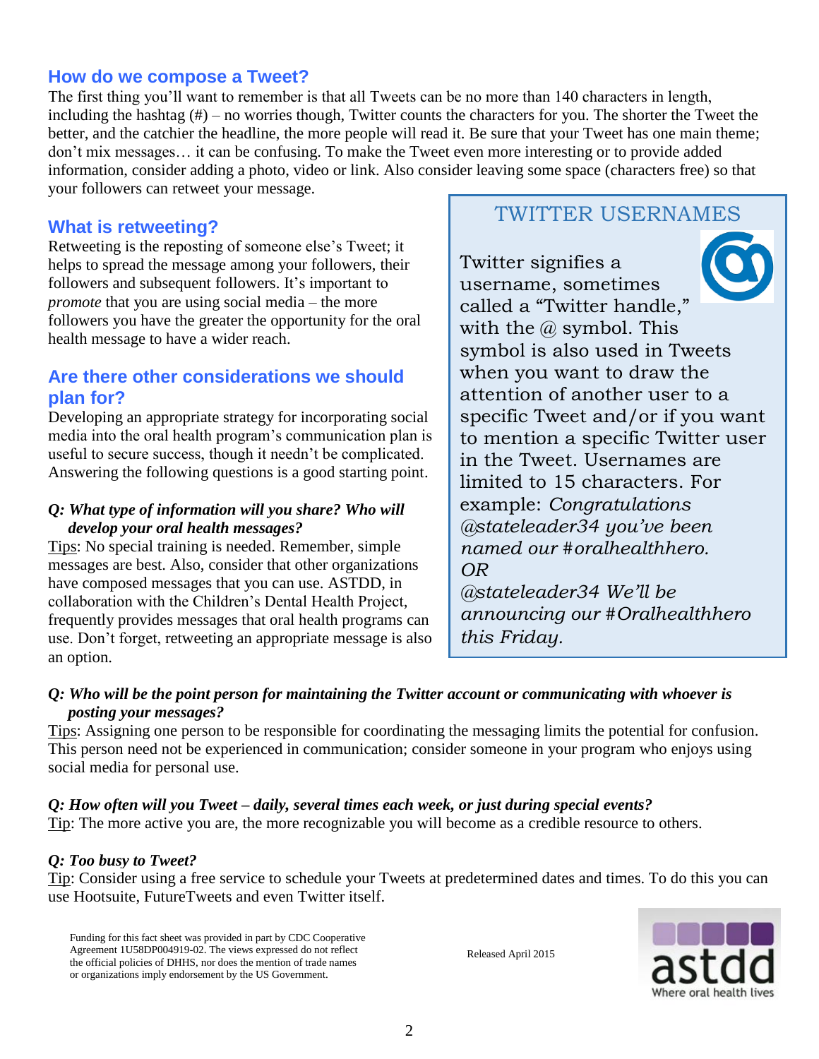## How do we compose a Tweet?

The first thing you'll want to remember is that all Tweets can be no more than 140 characters in length, including the hashtag (#) – no worries though, Twitter counts the characters for you. The shorter the Tweet the better, and the catchier the headline, the more people will read it. Be sure that your Tweet has one main theme; don't mix messages… it can be confusing. To make the Tweet even more interesting or to provide added information, consider adding a photo, video or link. Also consider leaving some space (characters free) so that your followers can retweet your message.

## What is retweeting?

Retweeting is the reposting of someone else's Tweet; it helps to spread the message among your followers, their followers and subsequent followers. It's important to *promote* that you are using social media – the more followers you have the greater the opportunity for the oral health message to have a wider reach.

## Are there other considerations we should plan for?

Developing an appropriate strategy for incorporating social media into the oral health program's communication plan is useful to secure success, though it needn't be complicated. Answering the following questions is a good starting point.

***Q: What type of information will you share? Who will develop your oral health messages?***

Tips: No special training is needed. Remember, simple messages are best. Also, consider that other organizations have composed messages that you can use. ASTDD, in collaboration with the Children's Dental Health Project, frequently provides messages that oral health programs can use. Don't forget, retweeting an appropriate message is also an option.

### TWITTER USERNAMES

Twitter signifies a username, sometimes called a "Twitter handle," with the @ symbol. This symbol is also used in Tweets when you want to draw the attention of another user to a specific Tweet and/or if you want to mention a specific Twitter user in the Tweet. Usernames are limited to 15 characters. For example: *Congratulations @stateleader34 you've been named our #oralhealthhero.*

*OR*

*@stateleader34 We'll be announcing our #Oralhealthhero this Friday.*

***Q: Who will be the point person for maintaining the Twitter account or communicating with whoever is posting your messages?***

Tips: Assigning one person to be responsible for coordinating the messaging limits the potential for confusion. This person need not be experienced in communication; consider someone in your program who enjoys using social media for personal use.

***Q: How often will you Tweet – daily, several times each week, or just during special events?***

Tip: The more active you are, the more recognizable you will become as a credible resource to others.

***Q: Too busy to Tweet?***

Tip: Consider using a free service to schedule your Tweets at predetermined dates and times. To do this you can use Hootsuite, FutureTweets and even Twitter itself.

Funding for this fact sheet was provided in part by CDC Cooperative Agreement 1U58DP004919-02. The views expressed do not reflect the official policies of DHHS, nor does the mention of trade names or organizations imply endorsement by the US Government.

Released April 2015

astdd
Where oral health lives